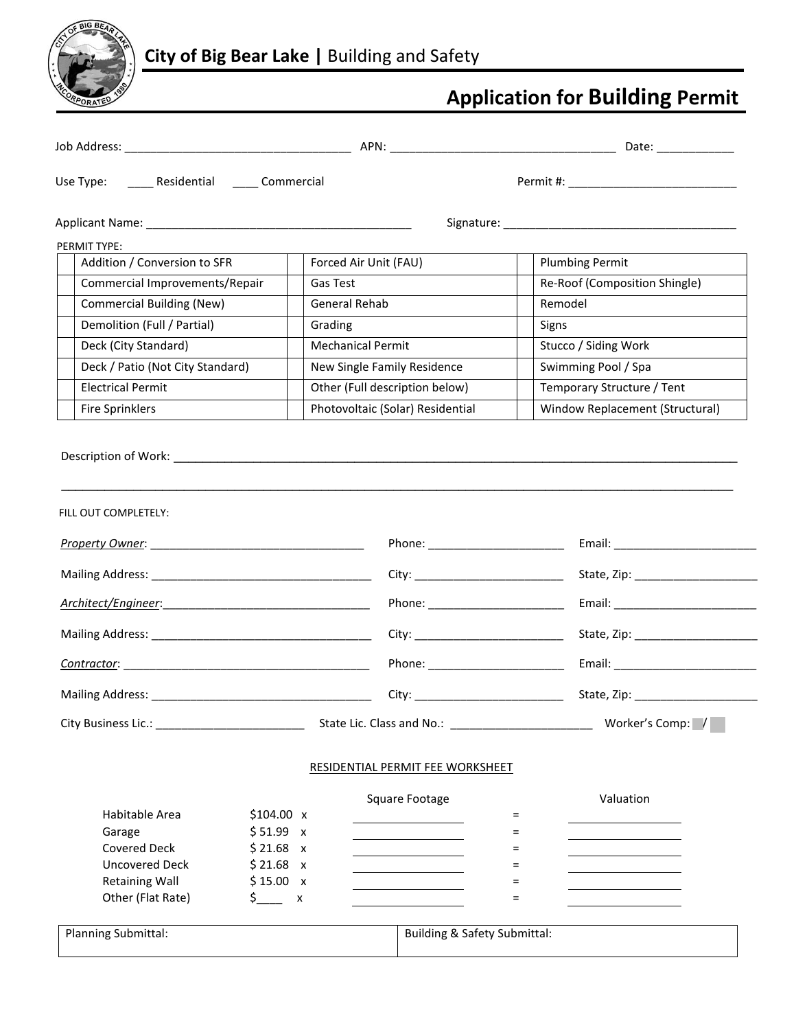**City of Big Bear Lake |** Building and Safety

# Application for Building Permit

Job Address: ___________________________________ APN: ___________________________________ Date: ____________

Use Type: ____ Residential ____ Commercial Permit #: __________________________

Applicant Name: __________________________________________ Signature: _____________________________________

PERMIT TYPE:

| | | | | | |
|---|---|---|---|---|---|
| | Addition / Conversion to SFR | | Forced Air Unit (FAU) | | Plumbing Permit |
| | Commercial Improvements/Repair | | Gas Test | | Re-Roof (Composition Shingle) |
| | Commercial Building (New) | | General Rehab | | Remodel |
| | Demolition (Full / Partial) | | Grading | | Signs |
| | Deck (City Standard) | | Mechanical Permit | | Stucco / Siding Work |
| | Deck / Patio (Not City Standard) | | New Single Family Residence | | Swimming Pool / Spa |
| | Electrical Permit | | Other (Full description below) | | Temporary Structure / Tent |
| | Fire Sprinklers | | Photovoltaic (Solar) Residential | | Window Replacement (Structural) |

Description of Work: ___________________________________________________________________________________________

___________________________________________________________________________________________________________

FILL OUT COMPLETELY:

*Property Owner*: __________________________________ Phone: ______________________ Email: _______________________

Mailing Address: ___________________________________ City: ________________________ State, Zip: ___________________

*Architect/Engineer*: ________________________________ Phone: ______________________ Email: _______________________

Mailing Address: ___________________________________ City: ________________________ State, Zip: ___________________

*Contractor*: _______________________________________ Phone: ______________________ Email: _______________________

Mailing Address: ___________________________________ City: ________________________ State, Zip: ___________________

City Business Lic.: _______________________ State Lic. Class and No.: ______________________ Worker's Comp: ___ / ___

RESIDENTIAL PERMIT FEE WORKSHEET

| | | | Square Footage | | Valuation |
|---|---|---|---|---|---|
| Habitable Area | $104.00 | x | ________ | = | ________ |
| Garage | $ 51.99 | x | ________ | = | ________ |
| Covered Deck | $ 21.68 | x | ________ | = | ________ |
| Uncovered Deck | $ 21.68 | x | ________ | = | ________ |
| Retaining Wall | $ 15.00 | x | ________ | = | ________ |
| Other (Flat Rate) | $____ | x | ________ | = | ________ |

| Planning Submittal: | Building & Safety Submittal: |
|---|---|
| | |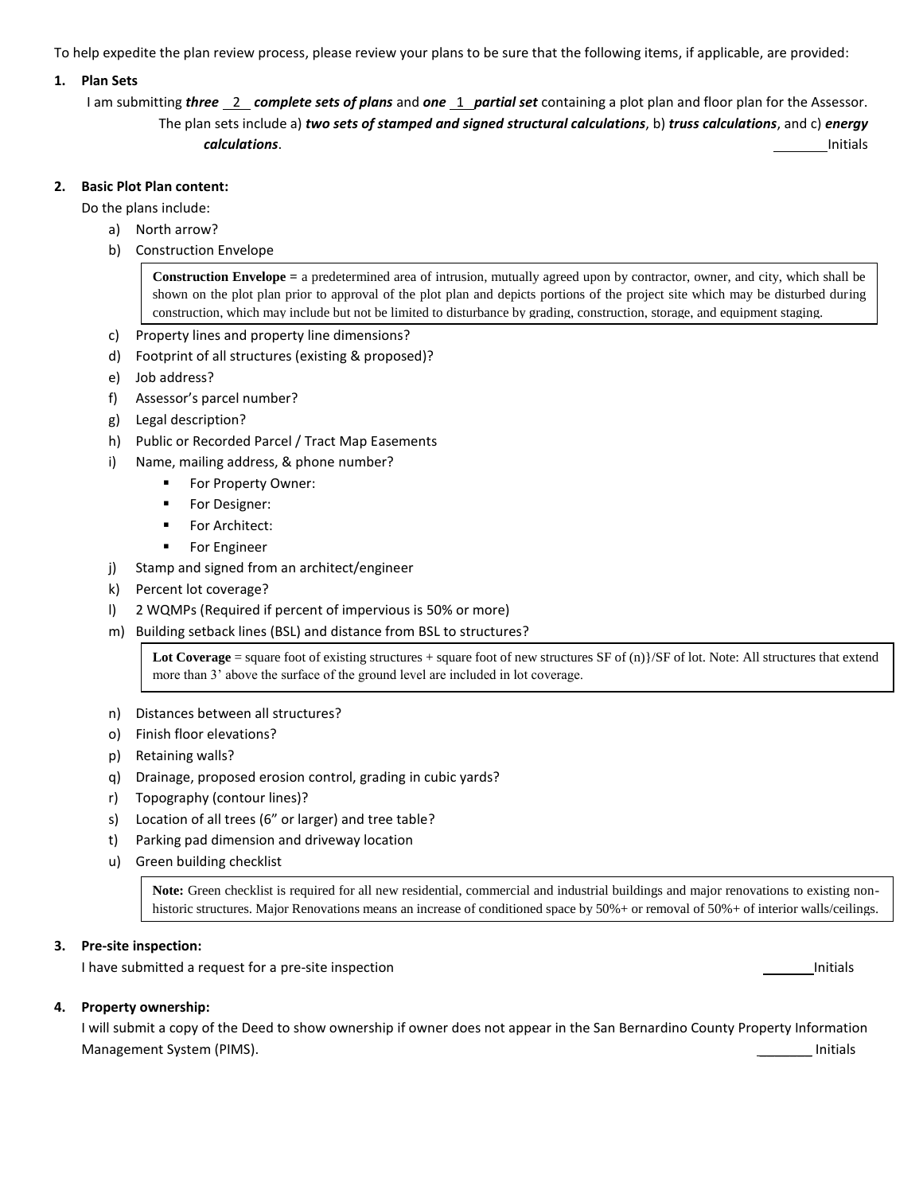To help expedite the plan review process, please review your plans to be sure that the following items, if applicable, are provided:

**1. Plan Sets**

I am submitting ***three*** __2__ ***complete sets of plans*** and ***one*** __1__ ***partial set*** containing a plot plan and floor plan for the Assessor. The plan sets include a) ***two sets of stamped and signed structural calculations***, b) ***truss calculations***, and c) ***energy calculations***. _______Initials

**2. Basic Plot Plan content:**

Do the plans include:

a) North arrow?

b) Construction Envelope

> **Construction Envelope** = a predetermined area of intrusion, mutually agreed upon by contractor, owner, and city, which shall be shown on the plot plan prior to approval of the plot plan and depicts portions of the project site which may be disturbed during construction, which may include but not be limited to disturbance by grading, construction, storage, and equipment staging.

c) Property lines and property line dimensions?

d) Footprint of all structures (existing & proposed)?

e) Job address?

f) Assessor's parcel number?

g) Legal description?

h) Public or Recorded Parcel / Tract Map Easements

i) Name, mailing address, & phone number?

- For Property Owner:
- For Designer:
- For Architect:
- For Engineer

j) Stamp and signed from an architect/engineer

k) Percent lot coverage?

l) 2 WQMPs (Required if percent of impervious is 50% or more)

m) Building setback lines (BSL) and distance from BSL to structures?

> **Lot Coverage** = square foot of existing structures + square foot of new structures SF of (n)}/SF of lot. Note: All structures that extend more than 3' above the surface of the ground level are included in lot coverage.

n) Distances between all structures?

o) Finish floor elevations?

p) Retaining walls?

q) Drainage, proposed erosion control, grading in cubic yards?

r) Topography (contour lines)?

s) Location of all trees (6" or larger) and tree table?

t) Parking pad dimension and driveway location

u) Green building checklist

> **Note:** Green checklist is required for all new residential, commercial and industrial buildings and major renovations to existing non-historic structures. Major Renovations means an increase of conditioned space by 50%+ or removal of 50%+ of interior walls/ceilings.

**3. Pre-site inspection:**

I have submitted a request for a pre-site inspection _______Initials

**4. Property ownership:**

I will submit a copy of the Deed to show ownership if owner does not appear in the San Bernardino County Property Information Management System (PIMS). _______Initials